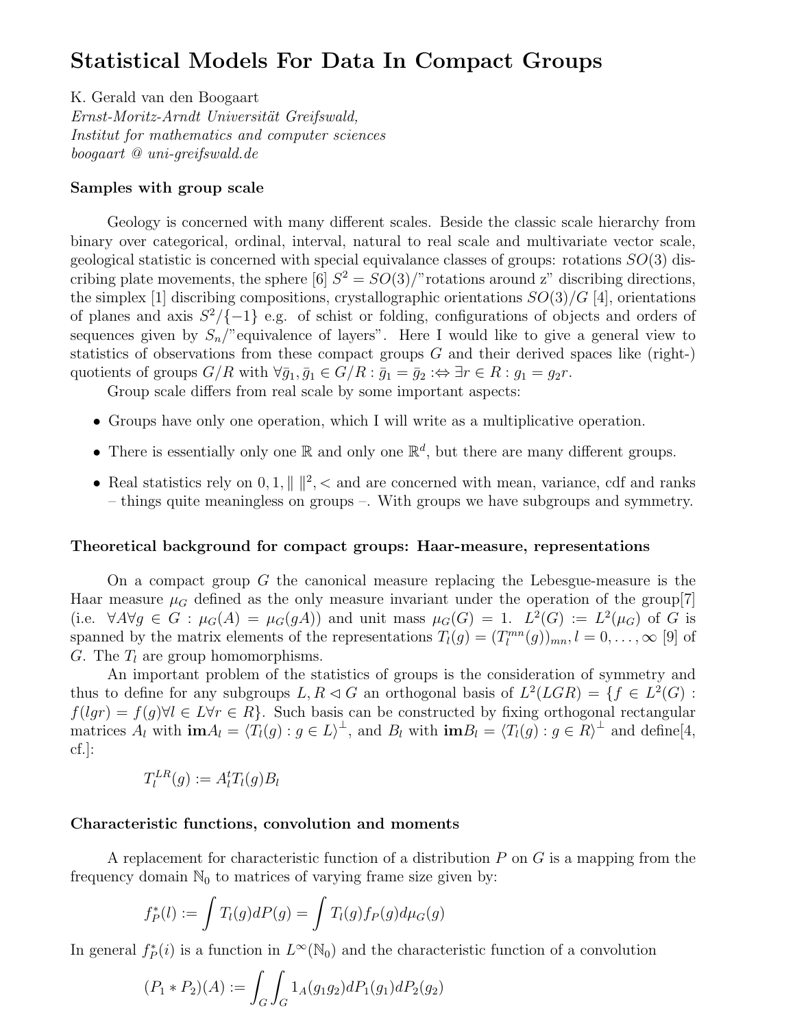# Statistical Models For Data In Compact Groups

K. Gerald van den Boogaart
*Ernst-Moritz-Arndt Universität Greifswald,*
*Institut for mathematics and computer sciences*
*boogaart @ uni-greifswald.de*

### Samples with group scale

Geology is concerned with many different scales. Beside the classic scale hierarchy from binary over categorical, ordinal, interval, natural to real scale and multivariate vector scale, geological statistic is concerned with special equivalance classes of groups: rotations $SO(3)$ discribing plate movements, the sphere [6] $S^2 = SO(3)/$"rotations around z" discribing directions, the simplex [1] discribing compositions, crystallographic orientations $SO(3)/G$ [4], orientations of planes and axis $S^2/\{-1\}$ e.g. of schist or folding, configurations of objects and orders of sequences given by $S_n/$"equivalence of layers". Here I would like to give a general view to statistics of observations from these compact groups $G$ and their derived spaces like (right-) quotients of groups $G/R$ with $\forall \bar{g}_1, \bar{g}_1 \in G/R : \bar{g}_1 = \bar{g}_2 :\Leftrightarrow \exists r \in R : g_1 = g_2 r$.

Group scale differs from real scale by some important aspects:

- Groups have only one operation, which I will write as a multiplicative operation.
- There is essentially only one $\mathbb{R}$ and only one $\mathbb{R}^d$, but there are many different groups.
- Real statistics rely on $0, 1, \| \|^2, <$ and are concerned with mean, variance, cdf and ranks – things quite meaningless on groups –. With groups we have subgroups and symmetry.

### Theoretical background for compact groups: Haar-measure, representations

On a compact group $G$ the canonical measure replacing the Lebesgue-measure is the Haar measure $\mu_G$ defined as the only measure invariant under the operation of the group[7] (i.e. $\forall A \forall g \in G : \mu_G(A) = \mu_G(gA)$) and unit mass $\mu_G(G) = 1$. $L^2(G) := L^2(\mu_G)$ of $G$ is spanned by the matrix elements of the representations $T_l(g) = (T_l^{mn}(g))_{mn}, l = 0, \ldots, \infty$ [9] of $G$. The $T_l$ are group homomorphisms.

An important problem of the statistics of groups is the consideration of symmetry and thus to define for any subgroups $L, R \lhd G$ an orthogonal basis of $L^2(LGR) = \{f \in L^2(G) : f(lgr) = f(g) \forall l \in L \forall r \in R\}$. Such basis can be constructed by fixing orthogonal rectangular matrices $A_l$ with $\mathbf{im} A_l = \langle T_l(g) : g \in L \rangle^\perp$, and $B_l$ with $\mathbf{im} B_l = \langle T_l(g) : g \in R \rangle^\perp$ and define[4, cf.]:

$$T_l^{LR}(g) := A_l^t T_l(g) B_l$$

### Characteristic functions, convolution and moments

A replacement for characteristic function of a distribution $P$ on $G$ is a mapping from the frequency domain $\mathbb{N}_0$ to matrices of varying frame size given by:

$$f_P^*(l) := \int T_l(g) dP(g) = \int T_l(g) f_P(g) d\mu_G(g)$$

In general $f_P^*(i)$ is a function in $L^\infty(\mathbb{N}_0)$ and the characteristic function of a convolution

$$(P_1 * P_2)(A) := \int_G \int_G 1_A(g_1 g_2) dP_1(g_1) dP_2(g_2)$$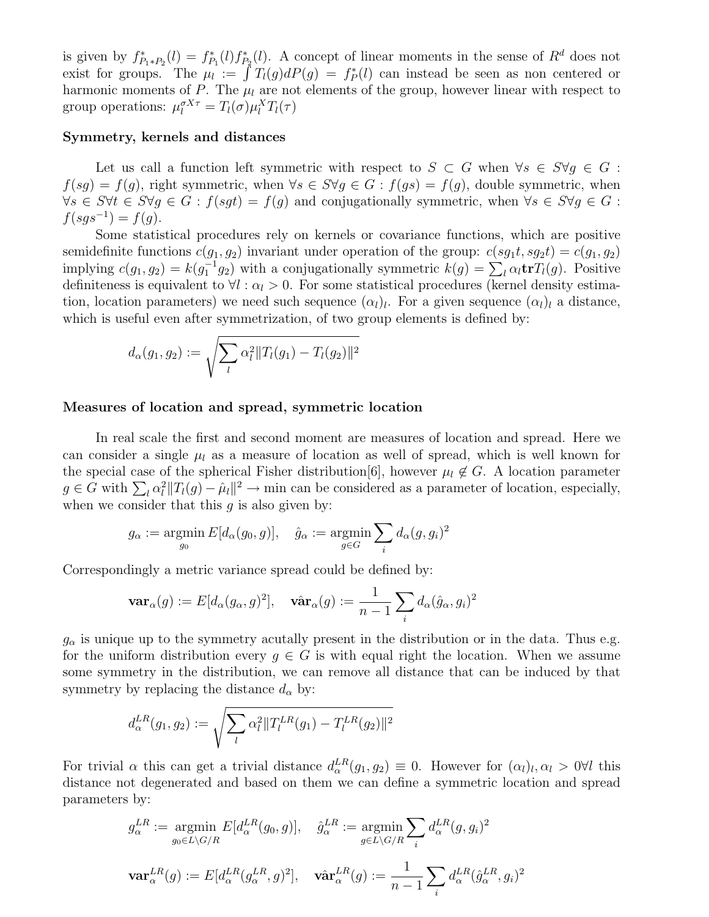is given by $f^*_{P_1 * P_2}(l) = f^*_{P_1}(l) f^*_{P_2}(l)$. A concept of linear moments in the sense of $R^d$ does not exist for groups. The $\mu_l := \int T_l(g) dP(g) = f^*_P(l)$ can instead be seen as non centered or harmonic moments of $P$. The $\mu_l$ are not elements of the group, however linear with respect to group operations: $\mu_l^{\sigma X \tau} = T_l(\sigma) \mu_l^X T_l(\tau)$

### Symmetry, kernels and distances

Let us call a function left symmetric with respect to $S \subset G$ when $\forall s \in S \forall g \in G : f(sg) = f(g)$, right symmetric, when $\forall s \in S \forall g \in G : f(gs) = f(g)$, double symmetric, when $\forall s \in S \forall t \in S \forall g \in G : f(sgt) = f(g)$ and conjugationally symmetric, when $\forall s \in S \forall g \in G : f(sgs^{-1}) = f(g)$.

Some statistical procedures rely on kernels or covariance functions, which are positive semidefinite functions $c(g_1, g_2)$ invariant under operation of the group: $c(sg_1t, sg_2t) = c(g_1, g_2)$ implying $c(g_1, g_2) = k(g_1^{-1} g_2)$ with a conjugationally symmetric $k(g) = \sum_l \alpha_l \mathbf{tr} T_l(g)$. Positive definiteness is equivalent to $\forall l : \alpha_l > 0$. For some statistical procedures (kernel density estimation, location parameters) we need such sequence $(\alpha_l)_l$. For a given sequence $(\alpha_l)_l$ a distance, which is useful even after symmetrization, of two group elements is defined by:

$$d_\alpha(g_1, g_2) := \sqrt{\sum_l \alpha_l^2 \| T_l(g_1) - T_l(g_2) \|^2}$$

### Measures of location and spread, symmetric location

In real scale the first and second moment are measures of location and spread. Here we can consider a single $\mu_l$ as a measure of location as well of spread, which is well known for the special case of the spherical Fisher distribution[6], however $\mu_l \notin G$. A location parameter $g \in G$ with $\sum_l \alpha_l^2 \| T_l(g) - \hat{\mu}_l \|^2 \to \min$ can be considered as a parameter of location, especially, when we consider that this $g$ is also given by:

$$g_\alpha := \operatorname*{argmin}_{g_0} E[d_\alpha(g_0, g)], \quad \hat{g}_\alpha := \operatorname*{argmin}_{g \in G} \sum_i d_\alpha(g, g_i)^2$$

Correspondingly a metric variance spread could be defined by:

$$\mathbf{var}_\alpha(g) := E[d_\alpha(g_\alpha, g)^2], \quad \hat{\mathbf{var}}_\alpha(g) := \frac{1}{n-1} \sum_i d_\alpha(\hat{g}_\alpha, g_i)^2$$

$g_\alpha$ is unique up to the symmetry acutally present in the distribution or in the data. Thus e.g. for the uniform distribution every $g \in G$ is with equal right the location. When we assume some symmetry in the distribution, we can remove all distance that can be induced by that symmetry by replacing the distance $d_\alpha$ by:

$$d_\alpha^{LR}(g_1, g_2) := \sqrt{\sum_l \alpha_l^2 \| T_l^{LR}(g_1) - T_l^{LR}(g_2) \|^2}$$

For trivial $\alpha$ this can get a trivial distance $d_\alpha^{LR}(g_1, g_2) \equiv 0$. However for $(\alpha_l)_l, \alpha_l > 0 \forall l$ this distance not degenerated and based on them we can define a symmetric location and spread parameters by:

$$g_\alpha^{LR} := \operatorname*{argmin}_{g_0 \in L \backslash G / R} E[d_\alpha^{LR}(g_0, g)], \quad \hat{g}_\alpha^{LR} := \operatorname*{argmin}_{g \in L \backslash G / R} \sum_i d_\alpha^{LR}(g, g_i)^2$$

$$\mathbf{var}_\alpha^{LR}(g) := E[d_\alpha^{LR}(g_\alpha^{LR}, g)^2], \quad \hat{\mathbf{var}}_\alpha^{LR}(g) := \frac{1}{n-1} \sum_i d_\alpha^{LR}(\hat{g}_\alpha^{LR}, g_i)^2$$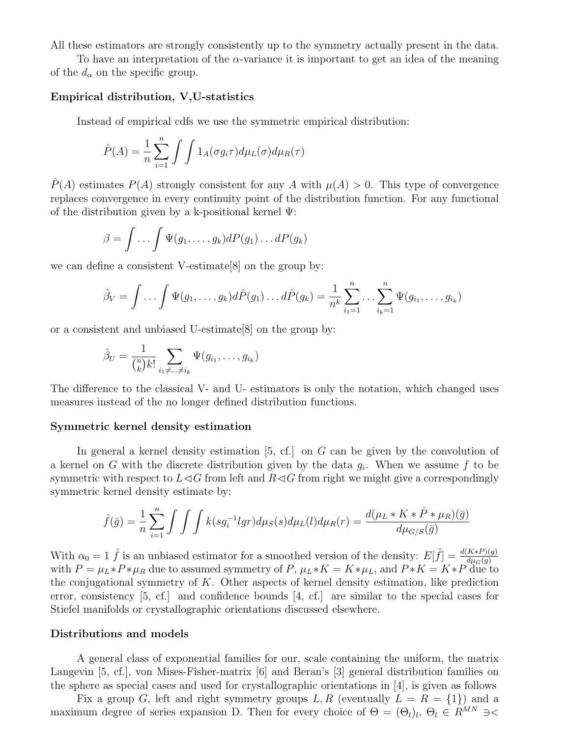All these estimators are strongly consistently up to the symmetry actually present in the data.

To have an interpretation of the $\alpha$-variance it is important to get an idea of the meaning of the $d_\alpha$ on the specific group.

**Empirical distribution, V,U-statistics**

Instead of empirical cdfs we use the symmetric empirical distribution:

$$\hat{P}(A) = \frac{1}{n}\sum_{i=1}^{n}\int\int 1_A(\sigma g_i \tau) d\mu_L(\sigma) d\mu_R(\tau)$$

$\hat{P}(A)$ estimates $P(A)$ strongly consistent for any $A$ with $\mu(A) > 0$. This type of convergence replaces convergence in every continuity point of the distribution function. For any functional of the distribution given by a k-positional kernel $\Psi$:

$$\beta = \int \dots \int \Psi(g_1, \dots, g_k) dP(g_1) \dots dP(g_k)$$

we can define a consistent V-estimate[8] on the group by:

$$\hat{\beta}_V = \int \dots \int \Psi(g_1, \dots, g_k) d\hat{P}(g_1) \dots d\hat{P}(g_k) = \frac{1}{n^k}\sum_{i_1=1}^{n} \dots \sum_{i_k=1}^{n} \Psi(g_{i_1}, \dots, g_{i_k})$$

or a consistent and unbiased U-estimate[8] on the group by:

$$\hat{\beta}_U = \frac{1}{\binom{n}{k}k!}\sum_{i_1 \neq \dots \neq i_k} \Psi(g_{i_1}, \dots, g_{i_k})$$

The difference to the classical V- and U- estimators is only the notation, which changed uses measures instead of the no longer defined distribution functions.

**Symmetric kernel density estimation**

In general a kernel density estimation [5, cf.] on $G$ can be given by the convolution of a kernel on $G$ with the discrete distribution given by the data $g_i$. When we assume $f$ to be symmetric with respect to $L \lhd G$ from left and $R \lhd G$ from right we might give a correspondingly symmetric kernel density estimate by:

$$\hat{f}(\bar{g}) = \frac{1}{n}\sum_{i=1}^{n}\int\int\int k(s g_i^{-1} l g r) d\mu_S(s) d\mu_L(l) d\mu_R(r) = \frac{d(\mu_L * K * \hat{P} * \mu_R)(\bar{g})}{d\mu_{G/S}(\bar{g})}$$

With $\alpha_0 = 1$ $\hat{f}$ is an unbiased estimator for a smoothed version of the density: $E[\hat{f}] = \frac{d(K*P)(g)}{d\mu_G(g)}$ with $P = \mu_L * P * \mu_R$ due to assumed symmetry of $P$, $\mu_L * K = K * \mu_L$, and $P * K = K * P$ due to the conjugational symmetry of $K$. Other aspects of kernel density estimation, like prediction error, consistency [5, cf.] and confidence bounds [4, cf.] are similar to the special cases for Stiefel manifolds or crystallographic orientations discussed elsewhere.

**Distributions and models**

A general class of exponential families for our, scale containing the uniform, the matrix Langevin [5, cf.], von Mises-Fisher-matrix [6] and Beran's [3] general distribution families on the sphere as special cases and used for crystallographic orientations in [4], is given as follows

Fix a group $G$, left and right symmetry groups $L, R$ (eventually $L = R = \{1\}$) and a maximum degree of series expansion D. Then for every choice of $\Theta = (\Theta_l)_l$, $\Theta_l \in R^{MN} \ni <$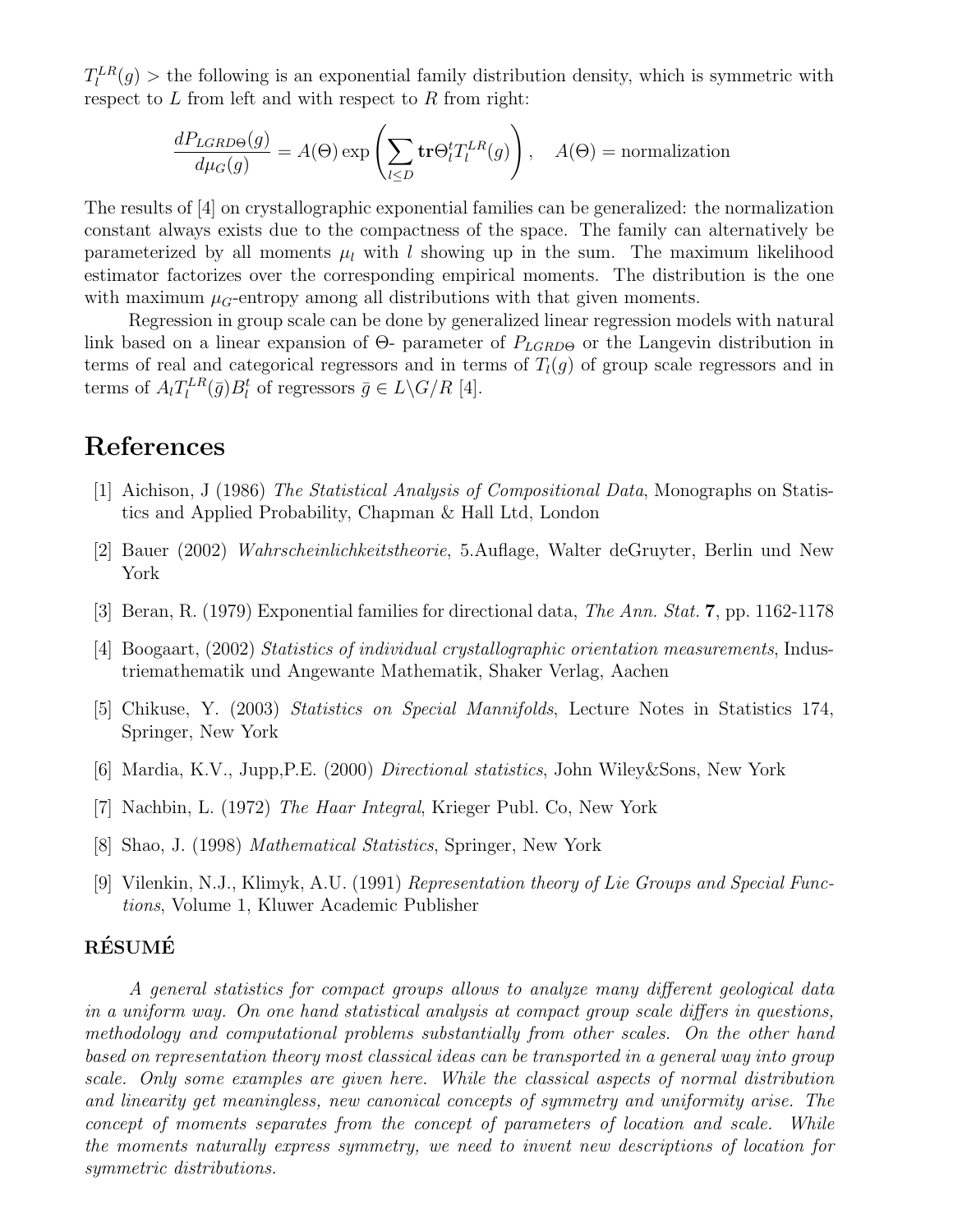$T_l^{LR}(g) >$ the following is an exponential family distribution density, which is symmetric with respect to $L$ from left and with respect to $R$ from right:

$$\frac{dP_{LGRD\Theta}(g)}{d\mu_G(g)} = A(\Theta) \exp\left(\sum_{l \le D} \mathbf{tr}\Theta_l^t T_l^{LR}(g)\right), \quad A(\Theta) = \text{normalization}$$

The results of [4] on crystallographic exponential families can be generalized: the normalization constant always exists due to the compactness of the space. The family can alternatively be parameterized by all moments $\mu_l$ with $l$ showing up in the sum. The maximum likelihood estimator factorizes over the corresponding empirical moments. The distribution is the one with maximum $\mu_G$-entropy among all distributions with that given moments.

Regression in group scale can be done by generalized linear regression models with natural link based on a linear expansion of $\Theta$- parameter of $P_{LGRD\Theta}$ or the Langevin distribution in terms of real and categorical regressors and in terms of $T_l(g)$ of group scale regressors and in terms of $A_l T_l^{LR}(\bar{g}) B_l^t$ of regressors $\bar{g} \in L\backslash G/R$ [4].

# References

[1] Aichison, J (1986) *The Statistical Analysis of Compositional Data*, Monographs on Statistics and Applied Probability, Chapman & Hall Ltd, London

[2] Bauer (2002) *Wahrscheinlichkeitstheorie*, 5.Auflage, Walter deGruyter, Berlin und New York

[3] Beran, R. (1979) Exponential families for directional data, *The Ann. Stat.* **7**, pp. 1162-1178

[4] Boogaart, (2002) *Statistics of individual crystallographic orientation measurements*, Industriemathematik und Angewante Mathematik, Shaker Verlag, Aachen

[5] Chikuse, Y. (2003) *Statistics on Special Mannifolds*, Lecture Notes in Statistics 174, Springer, New York

[6] Mardia, K.V., Jupp,P.E. (2000) *Directional statistics*, John Wiley&Sons, New York

[7] Nachbin, L. (1972) *The Haar Integral*, Krieger Publ. Co, New York

[8] Shao, J. (1998) *Mathematical Statistics*, Springer, New York

[9] Vilenkin, N.J., Klimyk, A.U. (1991) *Representation theory of Lie Groups and Special Functions*, Volume 1, Kluwer Academic Publisher

### RÉSUMÉ

*A general statistics for compact groups allows to analyze many different geological data in a uniform way. On one hand statistical analysis at compact group scale differs in questions, methodology and computational problems substantially from other scales. On the other hand based on representation theory most classical ideas can be transported in a general way into group scale. Only some examples are given here. While the classical aspects of normal distribution and linearity get meaningless, new canonical concepts of symmetry and uniformity arise. The concept of moments separates from the concept of parameters of location and scale. While the moments naturally express symmetry, we need to invent new descriptions of location for symmetric distributions.*